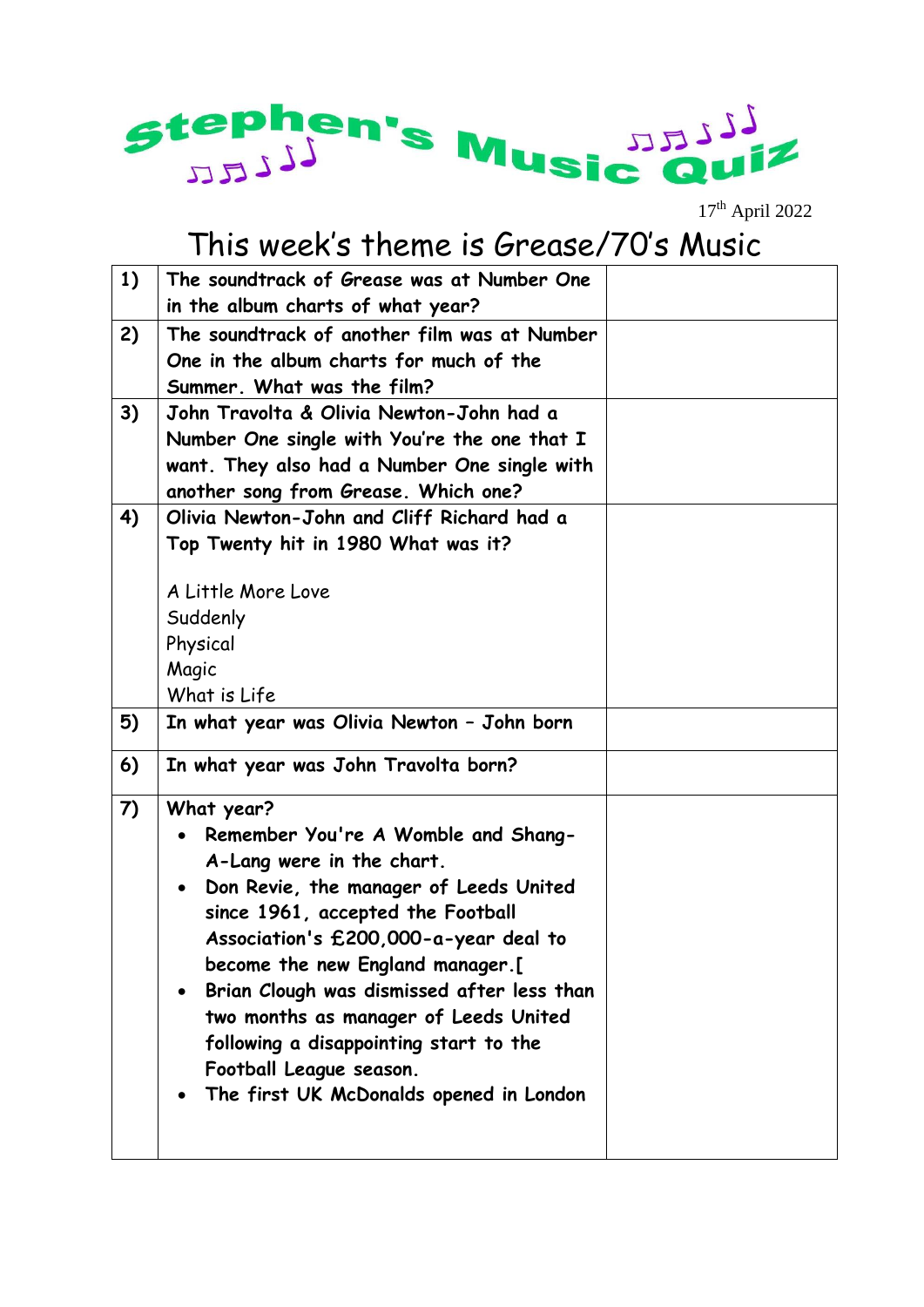# Stephen's Music Quiz

17th April 2022

## This week's theme is Grease/70's Music

| | | |
|---|---|---|
| **1)** | **The soundtrack of Grease was at Number One in the album charts of what year?** | |
| **2)** | **The soundtrack of another film was at Number One in the album charts for much of the Summer. What was the film?** | |
| **3)** | **John Travolta & Olivia Newton-John had a Number One single with You're the one that I want. They also had a Number One single with another song from Grease. Which one?** | |
| **4)** | **Olivia Newton-John and Cliff Richard had a Top Twenty hit in 1980 What was it?**<br><br>A Little More Love<br>Suddenly<br>Physical<br>Magic<br>What is Life | |
| **5)** | **In what year was Olivia Newton – John born** | |
| **6)** | **In what year was John Travolta born?** | |
| **7)** | **What year?**<br>• **Remember You're A Womble and Shang-A-Lang were in the chart.**<br>• **Don Revie, the manager of Leeds United since 1961, accepted the Football Association's £200,000-a-year deal to become the new England manager.[**<br>• **Brian Clough was dismissed after less than two months as manager of Leeds United following a disappointing start to the Football League season.**<br>• **The first UK McDonalds opened in London** | |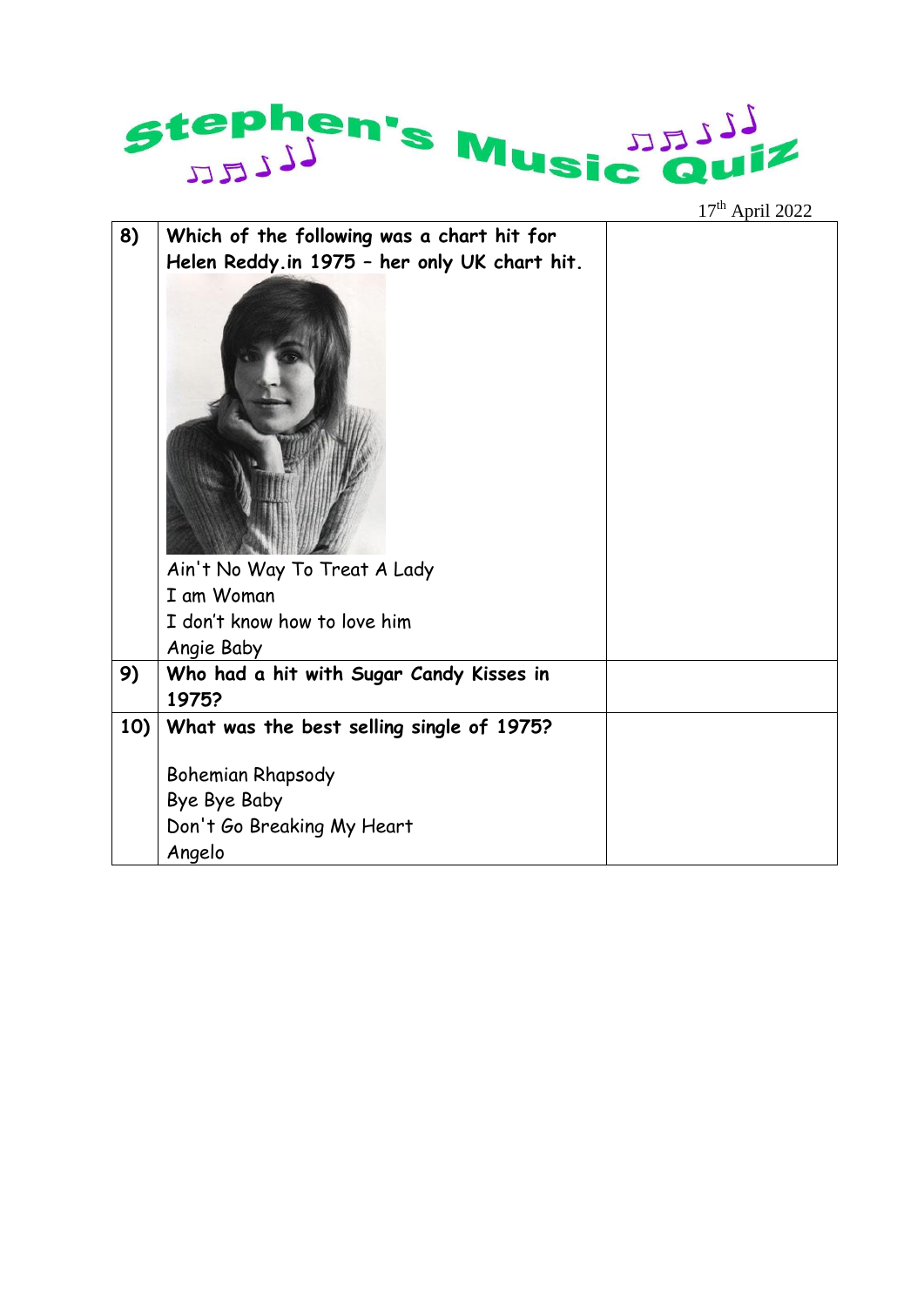# Stephen's Music Quiz

17th April 2022

| | | |
|---|---|---|
| **8)** | **Which of the following was a chart hit for Helen Reddy.in 1975 – her only UK chart hit.**<br><br>Ain't No Way To Treat A Lady<br>I am Woman<br>I don't know how to love him<br>Angie Baby | |
| **9)** | **Who had a hit with Sugar Candy Kisses in 1975?** | |
| **10)** | **What was the best selling single of 1975?**<br><br>Bohemian Rhapsody<br>Bye Bye Baby<br>Don't Go Breaking My Heart<br>Angelo | |